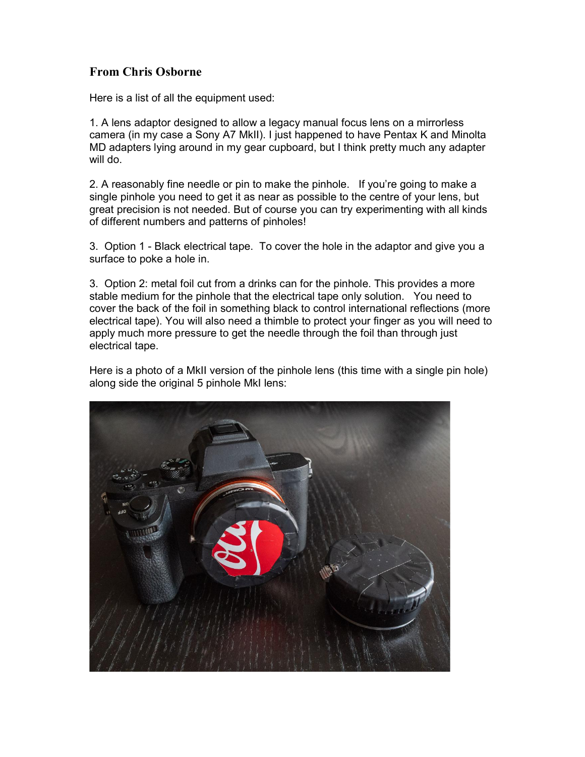### From Chris Osborne

Here is a list of all the equipment used:

1. A lens adaptor designed to allow a legacy manual focus lens on a mirrorless camera (in my case a Sony A7 MkII). I just happened to have Pentax K and Minolta MD adapters lying around in my gear cupboard, but I think pretty much any adapter will do.

2. A reasonably fine needle or pin to make the pinhole. If you're going to make a single pinhole you need to get it as near as possible to the centre of your lens, but great precision is not needed. But of course you can try experimenting with all kinds of different numbers and patterns of pinholes!

3. Option 1 - Black electrical tape. To cover the hole in the adaptor and give you a surface to poke a hole in.

3. Option 2: metal foil cut from a drinks can for the pinhole. This provides a more stable medium for the pinhole that the electrical tape only solution. You need to cover the back of the foil in something black to control international reflections (more electrical tape). You will also need a thimble to protect your finger as you will need to apply much more pressure to get the needle through the foil than through just electrical tape.

Here is a photo of a MkII version of the pinhole lens (this time with a single pin hole) along side the original 5 pinhole MkI lens: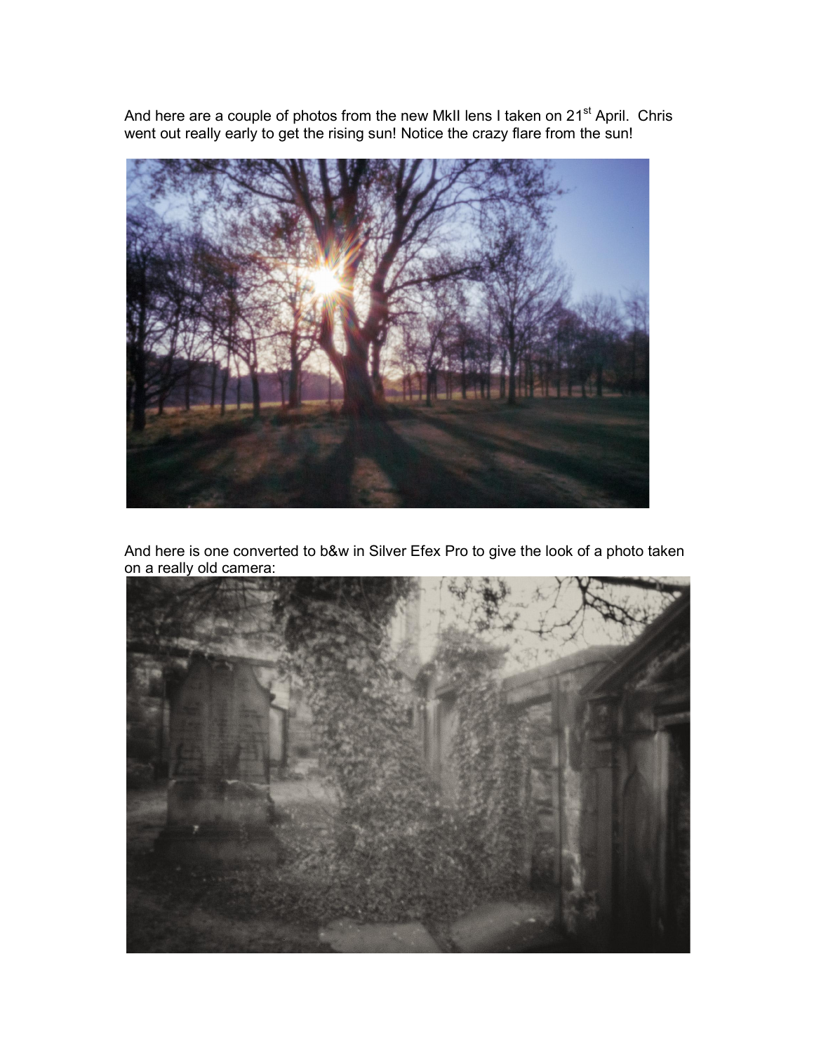And here are a couple of photos from the new MkII lens I taken on 21st April. Chris went out really early to get the rising sun! Notice the crazy flare from the sun!

And here is one converted to b&w in Silver Efex Pro to give the look of a photo taken on a really old camera: